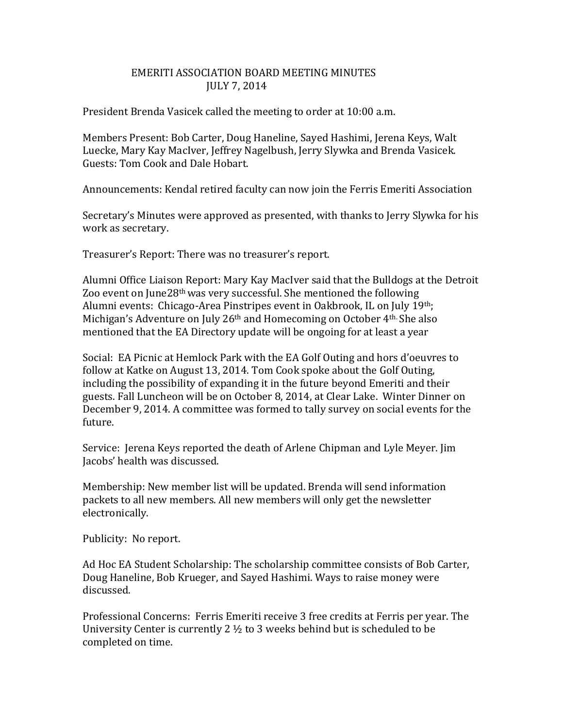# EMERITI ASSOCIATION BOARD MEETING MINUTES
## JULY 7, 2014

President Brenda Vasicek called the meeting to order at 10:00 a.m.

Members Present: Bob Carter, Doug Haneline, Sayed Hashimi, Jerena Keys, Walt Luecke, Mary Kay MacIver, Jeffrey Nagelbush, Jerry Slywka and Brenda Vasicek. Guests: Tom Cook and Dale Hobart.

Announcements: Kendal retired faculty can now join the Ferris Emeriti Association

Secretary's Minutes were approved as presented, with thanks to Jerry Slywka for his work as secretary.

Treasurer's Report: There was no treasurer's report.

Alumni Office Liaison Report: Mary Kay MacIver said that the Bulldogs at the Detroit Zoo event on June28th was very successful. She mentioned the following Alumni events: Chicago-Area Pinstripes event in Oakbrook, IL on July 19th; Michigan's Adventure on July 26th and Homecoming on October 4th. She also mentioned that the EA Directory update will be ongoing for at least a year

Social: EA Picnic at Hemlock Park with the EA Golf Outing and hors d'oeuvres to follow at Katke on August 13, 2014. Tom Cook spoke about the Golf Outing, including the possibility of expanding it in the future beyond Emeriti and their guests. Fall Luncheon will be on October 8, 2014, at Clear Lake. Winter Dinner on December 9, 2014. A committee was formed to tally survey on social events for the future.

Service: Jerena Keys reported the death of Arlene Chipman and Lyle Meyer. Jim Jacobs' health was discussed.

Membership: New member list will be updated. Brenda will send information packets to all new members. All new members will only get the newsletter electronically.

Publicity: No report.

Ad Hoc EA Student Scholarship: The scholarship committee consists of Bob Carter, Doug Haneline, Bob Krueger, and Sayed Hashimi. Ways to raise money were discussed.

Professional Concerns: Ferris Emeriti receive 3 free credits at Ferris per year. The University Center is currently 2 ½ to 3 weeks behind but is scheduled to be completed on time.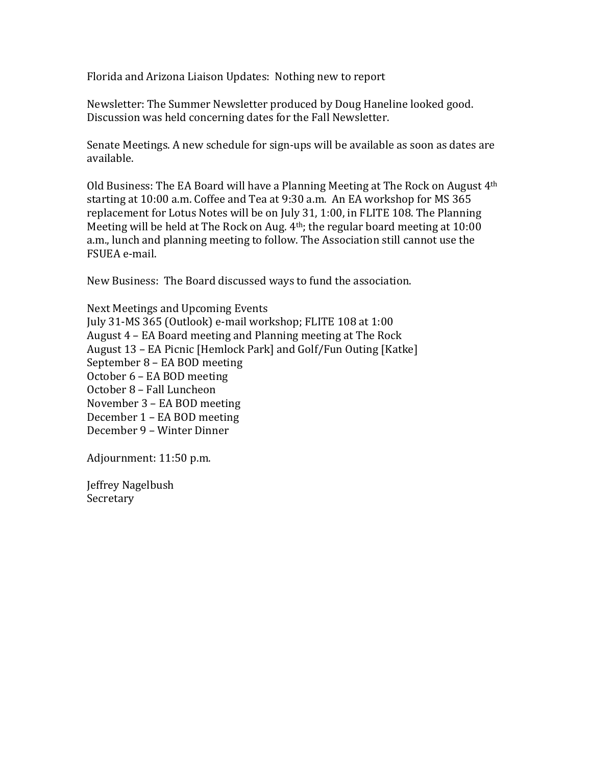Florida and Arizona Liaison Updates: Nothing new to report

Newsletter: The Summer Newsletter produced by Doug Haneline looked good. Discussion was held concerning dates for the Fall Newsletter.

Senate Meetings. A new schedule for sign-ups will be available as soon as dates are available.

Old Business: The EA Board will have a Planning Meeting at The Rock on August 4th starting at 10:00 a.m. Coffee and Tea at 9:30 a.m. An EA workshop for MS 365 replacement for Lotus Notes will be on July 31, 1:00, in FLITE 108. The Planning Meeting will be held at The Rock on Aug. 4th; the regular board meeting at 10:00 a.m., lunch and planning meeting to follow. The Association still cannot use the FSUEA e-mail.

New Business: The Board discussed ways to fund the association.

Next Meetings and Upcoming Events
July 31-MS 365 (Outlook) e-mail workshop; FLITE 108 at 1:00
August 4 – EA Board meeting and Planning meeting at The Rock
August 13 – EA Picnic [Hemlock Park] and Golf/Fun Outing [Katke]
September 8 – EA BOD meeting
October 6 – EA BOD meeting
October 8 – Fall Luncheon
November 3 – EA BOD meeting
December 1 – EA BOD meeting
December 9 – Winter Dinner

Adjournment: 11:50 p.m.

Jeffrey Nagelbush
Secretary